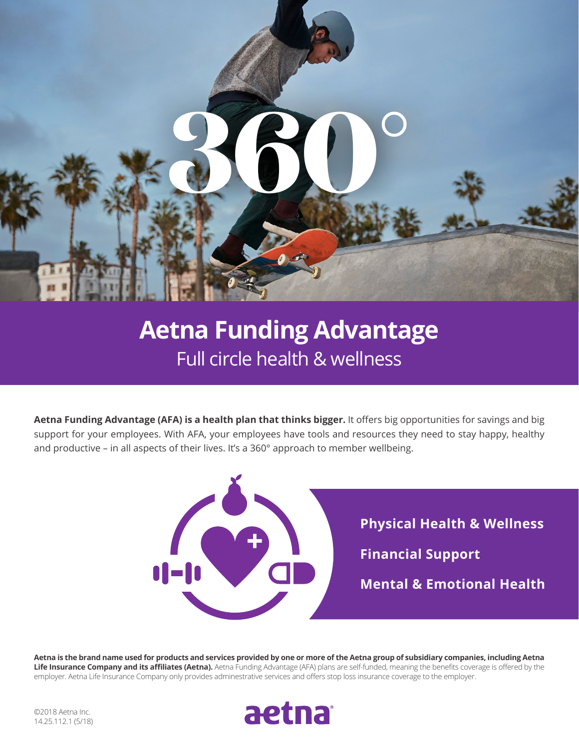# 360°

## Aetna Funding Advantage

Full circle health & wellness

**Aetna Funding Advantage (AFA) is a health plan that thinks bigger.** It offers big opportunities for savings and big support for your employees. With AFA, your employees have tools and resources they need to stay happy, healthy and productive – in all aspects of their lives. It's a 360° approach to member wellbeing.

**Physical Health & Wellness**

**Financial Support**

**Mental & Emotional Health**

**Aetna is the brand name used for products and services provided by one or more of the Aetna group of subsidiary companies, including Aetna Life Insurance Company and its affiliates (Aetna).** Aetna Funding Advantage (AFA) plans are self-funded, meaning the benefits coverage is offered by the employer. Aetna Life Insurance Company only provides adminestrative services and offers stop loss insurance coverage to the employer.

©2018 Aetna Inc.
14.25.112.1 (5/18)

aetna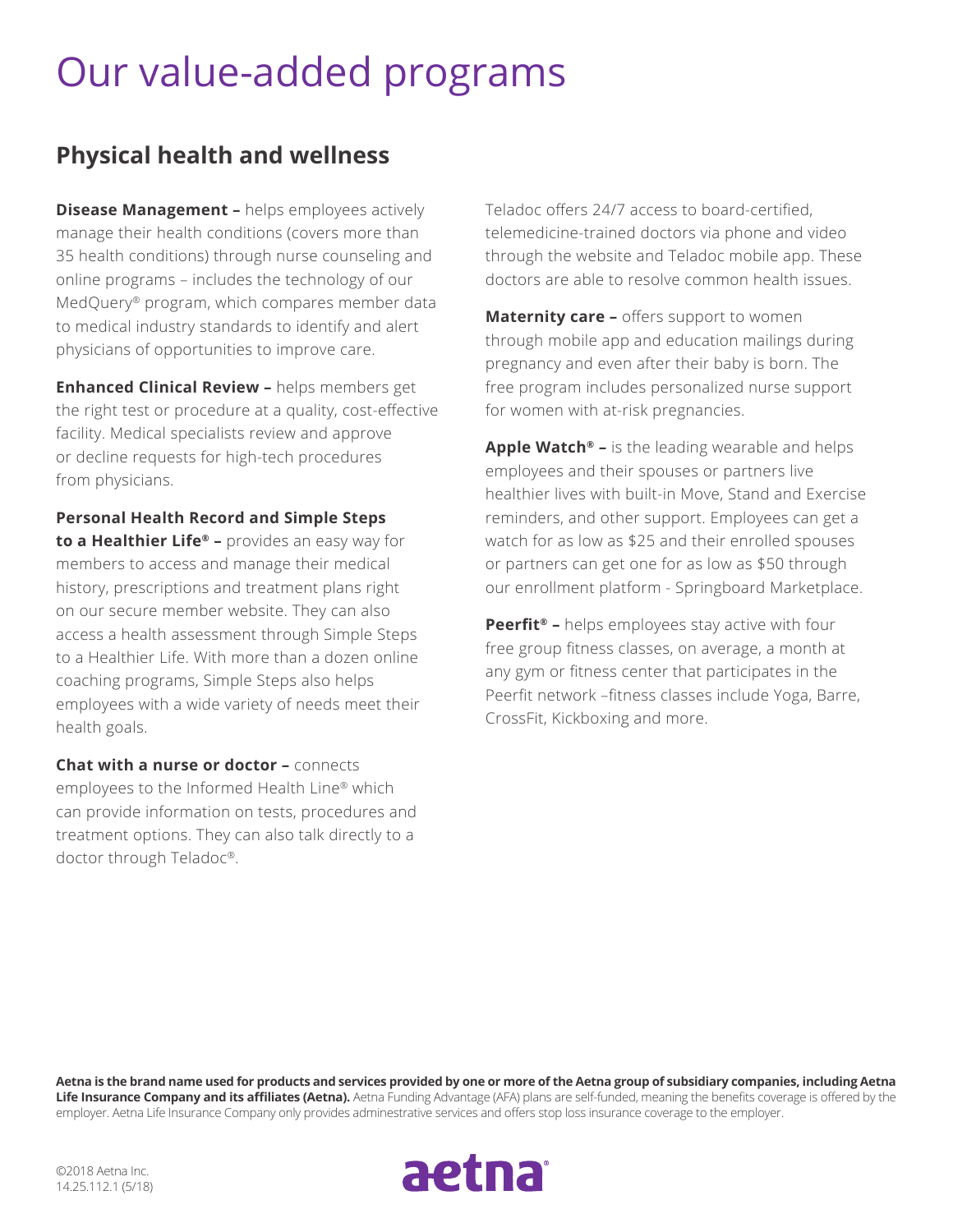# Our value-added programs

## Physical health and wellness

**Disease Management –** helps employees actively manage their health conditions (covers more than 35 health conditions) through nurse counseling and online programs – includes the technology of our MedQuery® program, which compares member data to medical industry standards to identify and alert physicians of opportunities to improve care.

**Enhanced Clinical Review –** helps members get the right test or procedure at a quality, cost-effective facility. Medical specialists review and approve or decline requests for high-tech procedures from physicians.

**Personal Health Record and Simple Steps to a Healthier Life® –** provides an easy way for members to access and manage their medical history, prescriptions and treatment plans right on our secure member website. They can also access a health assessment through Simple Steps to a Healthier Life. With more than a dozen online coaching programs, Simple Steps also helps employees with a wide variety of needs meet their health goals.

**Chat with a nurse or doctor –** connects employees to the Informed Health Line® which can provide information on tests, procedures and treatment options. They can also talk directly to a doctor through Teladoc®.

Teladoc offers 24/7 access to board-certified, telemedicine-trained doctors via phone and video through the website and Teladoc mobile app. These doctors are able to resolve common health issues.

**Maternity care –** offers support to women through mobile app and education mailings during pregnancy and even after their baby is born. The free program includes personalized nurse support for women with at-risk pregnancies.

**Apple Watch® –** is the leading wearable and helps employees and their spouses or partners live healthier lives with built-in Move, Stand and Exercise reminders, and other support. Employees can get a watch for as low as $25 and their enrolled spouses or partners can get one for as low as $50 through our enrollment platform - Springboard Marketplace.

**Peerfit® –** helps employees stay active with four free group fitness classes, on average, a month at any gym or fitness center that participates in the Peerfit network –fitness classes include Yoga, Barre, CrossFit, Kickboxing and more.

**Aetna is the brand name used for products and services provided by one or more of the Aetna group of subsidiary companies, including Aetna Life Insurance Company and its affiliates (Aetna).** Aetna Funding Advantage (AFA) plans are self-funded, meaning the benefits coverage is offered by the employer. Aetna Life Insurance Company only provides adminestrative services and offers stop loss insurance coverage to the employer.

©2018 Aetna Inc.
14.25.112.1 (5/18)

aetna®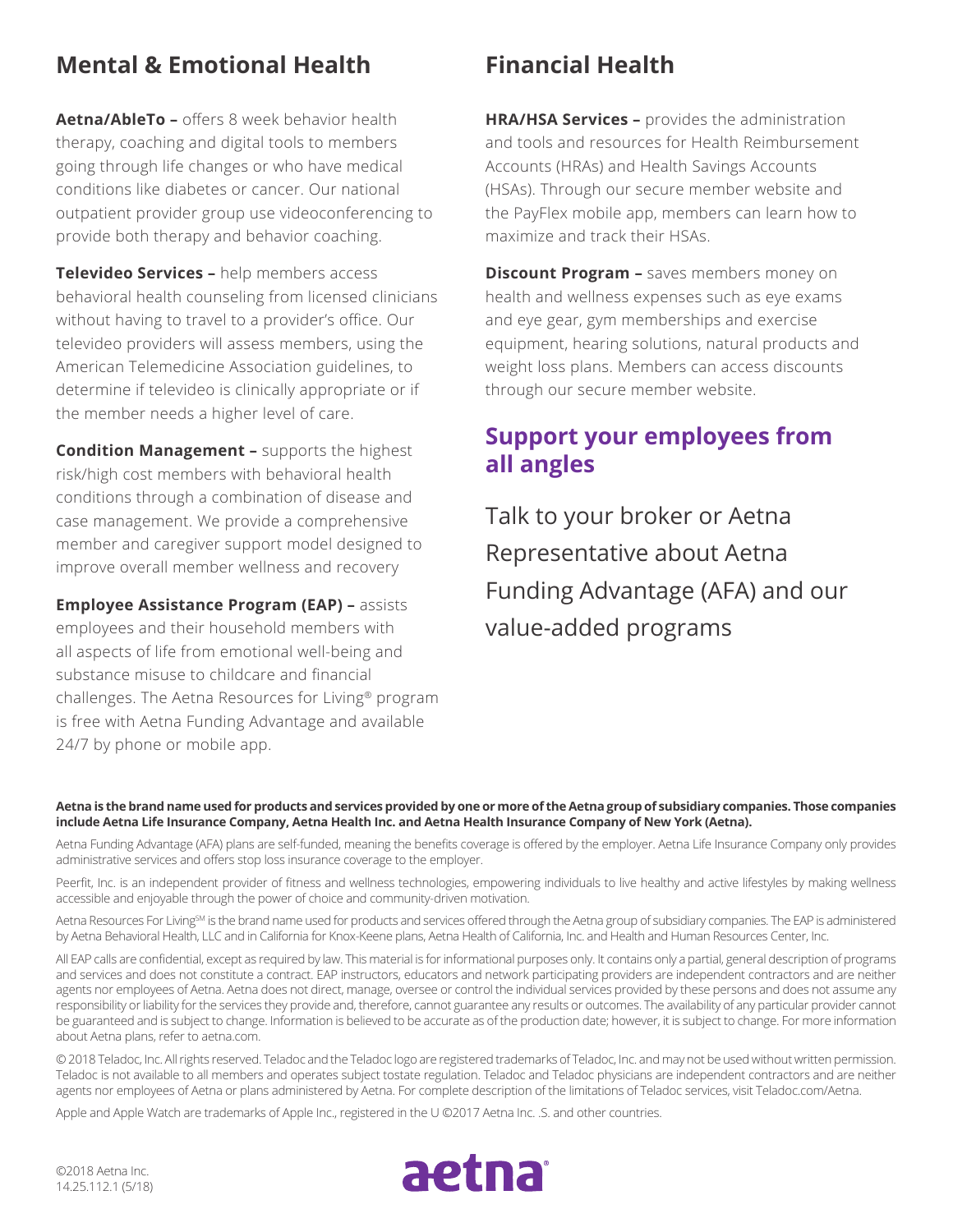## Mental & Emotional Health

**Aetna/AbleTo –** offers 8 week behavior health therapy, coaching and digital tools to members going through life changes or who have medical conditions like diabetes or cancer. Our national outpatient provider group use videoconferencing to provide both therapy and behavior coaching.

**Televideo Services –** help members access behavioral health counseling from licensed clinicians without having to travel to a provider's office. Our televideo providers will assess members, using the American Telemedicine Association guidelines, to determine if televideo is clinically appropriate or if the member needs a higher level of care.

**Condition Management –** supports the highest risk/high cost members with behavioral health conditions through a combination of disease and case management. We provide a comprehensive member and caregiver support model designed to improve overall member wellness and recovery

**Employee Assistance Program (EAP) –** assists employees and their household members with all aspects of life from emotional well-being and substance misuse to childcare and financial challenges. The Aetna Resources for Living® program is free with Aetna Funding Advantage and available 24/7 by phone or mobile app.

## Financial Health

**HRA/HSA Services –** provides the administration and tools and resources for Health Reimbursement Accounts (HRAs) and Health Savings Accounts (HSAs). Through our secure member website and the PayFlex mobile app, members can learn how to maximize and track their HSAs.

**Discount Program –** saves members money on health and wellness expenses such as eye exams and eye gear, gym memberships and exercise equipment, hearing solutions, natural products and weight loss plans. Members can access discounts through our secure member website.

## Support your employees from all angles

Talk to your broker or Aetna Representative about Aetna Funding Advantage (AFA) and our value-added programs

**Aetna is the brand name used for products and services provided by one or more of the Aetna group of subsidiary companies. Those companies include Aetna Life Insurance Company, Aetna Health Inc. and Aetna Health Insurance Company of New York (Aetna).**

Aetna Funding Advantage (AFA) plans are self-funded, meaning the benefits coverage is offered by the employer. Aetna Life Insurance Company only provides administrative services and offers stop loss insurance coverage to the employer.

Peerfit, Inc. is an independent provider of fitness and wellness technologies, empowering individuals to live healthy and active lifestyles by making wellness accessible and enjoyable through the power of choice and community-driven motivation.

Aetna Resources For Living℠ is the brand name used for products and services offered through the Aetna group of subsidiary companies. The EAP is administered by Aetna Behavioral Health, LLC and in California for Knox-Keene plans, Aetna Health of California, Inc. and Health and Human Resources Center, Inc.

All EAP calls are confidential, except as required by law. This material is for informational purposes only. It contains only a partial, general description of programs and services and does not constitute a contract. EAP instructors, educators and network participating providers are independent contractors and are neither agents nor employees of Aetna. Aetna does not direct, manage, oversee or control the individual services provided by these persons and does not assume any responsibility or liability for the services they provide and, therefore, cannot guarantee any results or outcomes. The availability of any particular provider cannot be guaranteed and is subject to change. Information is believed to be accurate as of the production date; however, it is subject to change. For more information about Aetna plans, refer to aetna.com.

© 2018 Teladoc, Inc. All rights reserved. Teladoc and the Teladoc logo are registered trademarks of Teladoc, Inc. and may not be used without written permission. Teladoc is not available to all members and operates subject tostate regulation. Teladoc and Teladoc physicians are independent contractors and are neither agents nor employees of Aetna or plans administered by Aetna. For complete description of the limitations of Teladoc services, visit Teladoc.com/Aetna.

Apple and Apple Watch are trademarks of Apple Inc., registered in the U ©2017 Aetna Inc. .S. and other countries.

©2018 Aetna Inc.
14.25.112.1 (5/18)

aetna®